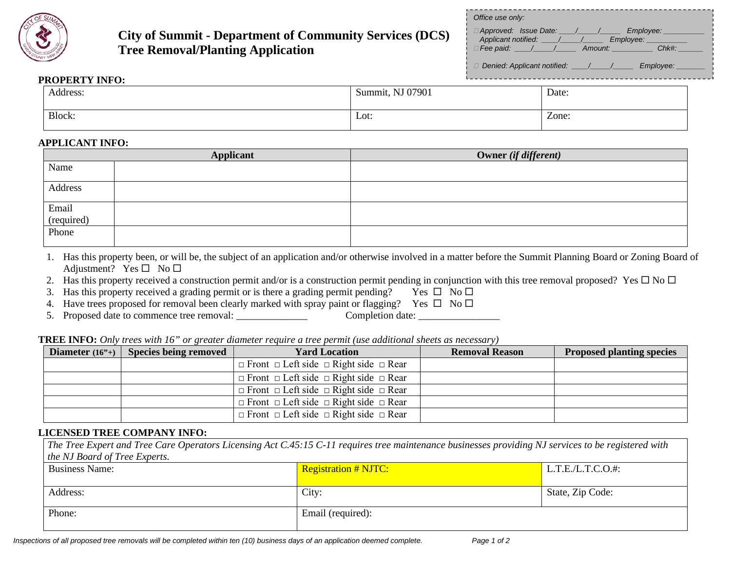# City of Summit - Department of Community Services (DCS)
# Tree Removal/Planting Application

*Office use only:*

*☐ Approved: Issue Date: ____/_____/_____ Employee: __________*
*Applicant notified: ____/_____/_____ Employee: __________*
*☐ Fee paid: ____/_____/_____ Amount: __________ Chk#: ______*

*☐ Denied: Applicant notified: ____/_____/_____ Employee: _______*

**PROPERTY INFO:**

| Address: | Summit, NJ 07901 | Date: |
|---|---|---|
| Block: | Lot: | Zone: |

**APPLICANT INFO:**

| | Applicant | Owner *(if different)* |
|---|---|---|
| Name | | |
| Address | | |
| Email (required) | | |
| Phone | | |

1. Has this property been, or will be, the subject of an application and/or otherwise involved in a matter before the Summit Planning Board or Zoning Board of Adjustment? Yes ☐ No ☐
2. Has this property received a construction permit and/or is a construction permit pending in conjunction with this tree removal proposed? Yes ☐ No ☐
3. Has this property received a grading permit or is there a grading permit pending? Yes ☐ No ☐
4. Have trees proposed for removal been clearly marked with spray paint or flagging? Yes ☐ No ☐
5. Proposed date to commence tree removal: ______________ Completion date: ________________

**TREE INFO:** *Only trees with 16" or greater diameter require a tree permit (use additional sheets as necessary)*

| Diameter (16"+) | Species being removed | Yard Location | Removal Reason | Proposed planting species |
|---|---|---|---|---|
| | | ☐ Front ☐ Left side ☐ Right side ☐ Rear | | |
| | | ☐ Front ☐ Left side ☐ Right side ☐ Rear | | |
| | | ☐ Front ☐ Left side ☐ Right side ☐ Rear | | |
| | | ☐ Front ☐ Left side ☐ Right side ☐ Rear | | |
| | | ☐ Front ☐ Left side ☐ Right side ☐ Rear | | |

**LICENSED TREE COMPANY INFO:**

*The Tree Expert and Tree Care Operators Licensing Act C.45:15 C-11 requires tree maintenance businesses providing NJ services to be registered with the NJ Board of Tree Experts.*

| Business Name: | Registration # NJTC: | L.T.E./L.T.C.O.#: |
|---|---|---|
| Address: | City: | State, Zip Code: |
| Phone: | Email (required): | |

*Inspections of all proposed tree removals will be completed within ten (10) business days of an application deemed complete.*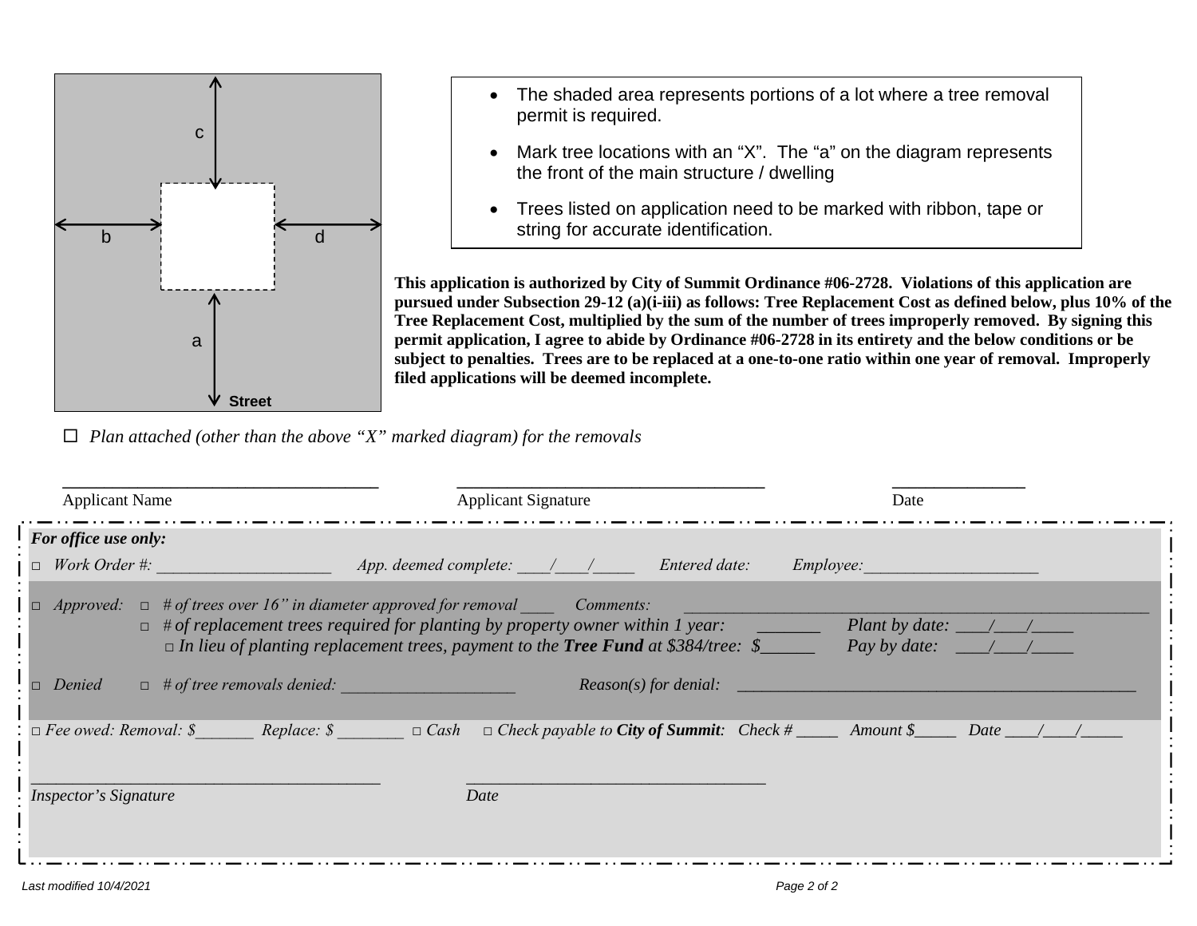c

b

d

a

Street

- The shaded area represents portions of a lot where a tree removal permit is required.
- Mark tree locations with an "X". The "a" on the diagram represents the front of the main structure / dwelling
- Trees listed on application need to be marked with ribbon, tape or string for accurate identification.

**This application is authorized by City of Summit Ordinance #06-2728. Violations of this application are pursued under Subsection 29-12 (a)(i-iii) as follows: Tree Replacement Cost as defined below, plus 10% of the Tree Replacement Cost, multiplied by the sum of the number of trees improperly removed. By signing this permit application, I agree to abide by Ordinance #06-2728 in its entirety and the below conditions or be subject to penalties. Trees are to be replaced at a one-to-one ratio within one year of removal. Improperly filed applications will be deemed incomplete.**

☐ *Plan attached (other than the above "X" marked diagram) for the removals*

___________________________________ Applicant Name

___________________________________ Applicant Signature

_______________ Date

***For office use only:***

□ *Work Order #:* ____________________ *App. deemed complete:* ____/____/_____ *Entered date:* *Employee:*____________________

□ *Approved:* □ *# of trees over 16" in diameter approved for removal* ____ *Comments:* ______________________________________________________

□ *# of replacement trees required for planting by property owner within 1 year:* _______ *Plant by date:* ____/____/_____

□ *In lieu of planting replacement trees, payment to the* ***Tree Fund*** *at $384/tree:* $______ *Pay by date:* ____/____/_____

□ *Denied* □ *# of tree removals denied:* ____________________ *Reason(s) for denial:* ______________________________________________

□ *Fee owed: Removal: $*_______ *Replace: $* ________ □ *Cash* □ *Check payable to* ***City of Summit****:* *Check #* _____ *Amount $*_____ *Date* ____/____/_____

________________________________________ *Inspector's Signature*

__________________________________ *Date*

*Last modified 10/4/2021*